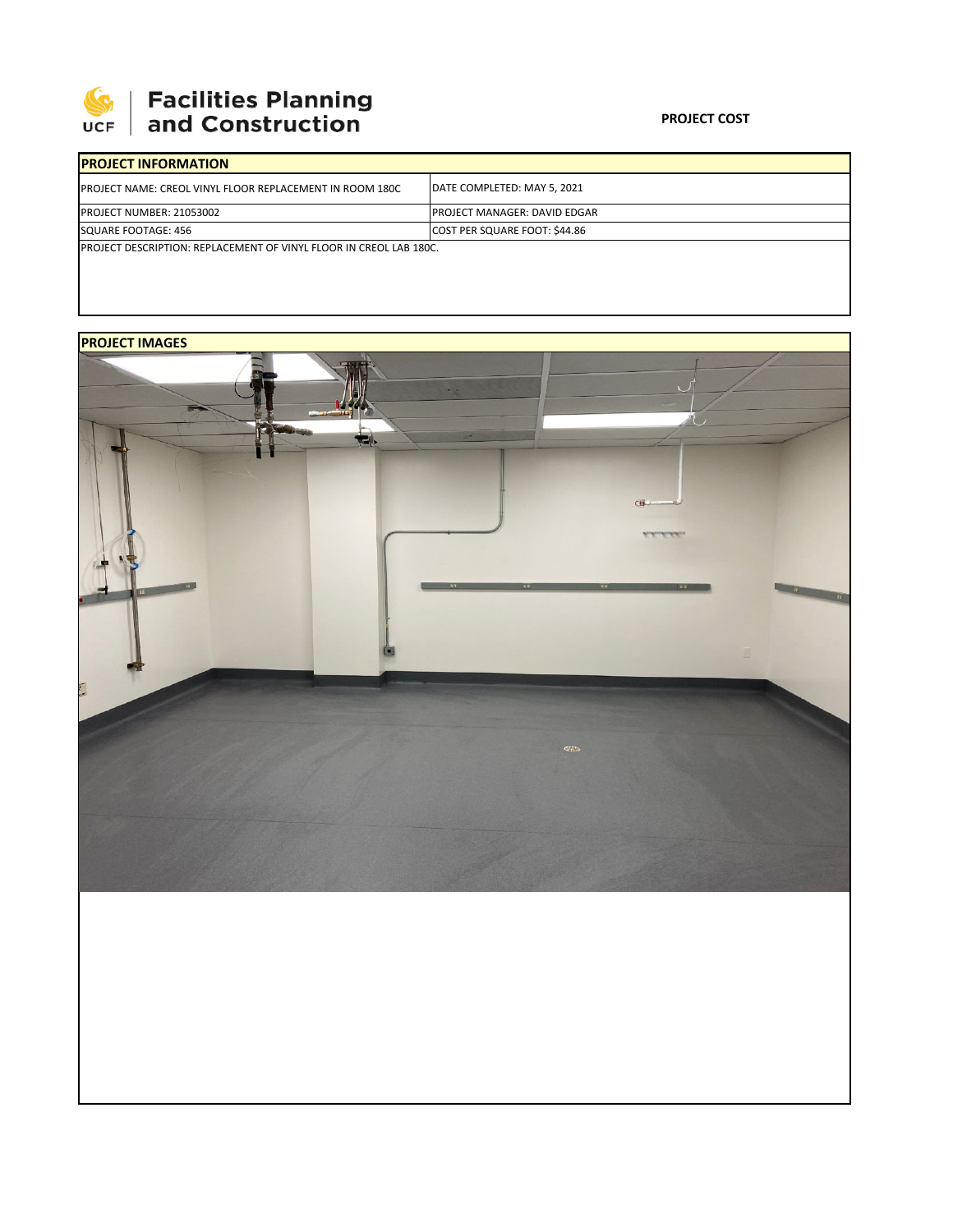**Facilities Planning and Construction**

**PROJECT COST**

| **PROJECT INFORMATION** | |
|---|---|
| PROJECT NAME: CREOL VINYL FLOOR REPLACEMENT IN ROOM 180C | DATE COMPLETED: MAY 5, 2021 |
| PROJECT NUMBER: 21053002 | PROJECT MANAGER: DAVID EDGAR |
| SQUARE FOOTAGE: 456 | COST PER SQUARE FOOT: $44.86 |
| PROJECT DESCRIPTION: REPLACEMENT OF VINYL FLOOR IN CREOL LAB 180C. | |

**PROJECT IMAGES**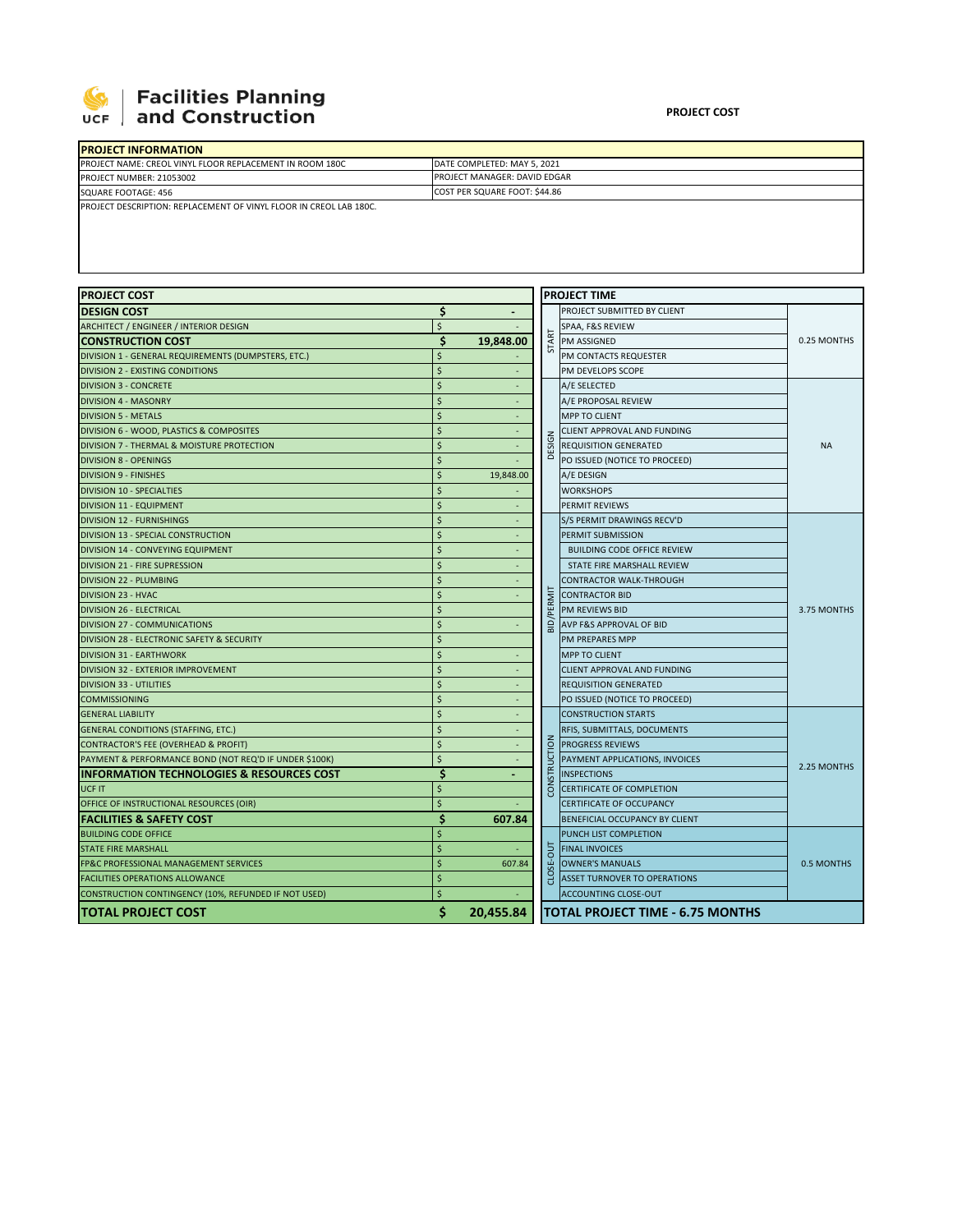# Facilities Planning and Construction

**PROJECT COST**

| PROJECT INFORMATION | |
|---|---|
| PROJECT NAME: CREOL VINYL FLOOR REPLACEMENT IN ROOM 180C | DATE COMPLETED: MAY 5, 2021 |
| PROJECT NUMBER: 21053002 | PROJECT MANAGER: DAVID EDGAR |
| SQUARE FOOTAGE: 456 | COST PER SQUARE FOOT: $44.86 |
| PROJECT DESCRIPTION: REPLACEMENT OF VINYL FLOOR IN CREOL LAB 180C. | |

| PROJECT COST | |
|---|---|
| **DESIGN COST** | **$ -** |
| ARCHITECT / ENGINEER / INTERIOR DESIGN | $ - |
| **CONSTRUCTION COST** | **$ 19,848.00** |
| DIVISION 1 - GENERAL REQUIREMENTS (DUMPSTERS, ETC.) | $ - |
| DIVISION 2 - EXISTING CONDITIONS | $ - |
| DIVISION 3 - CONCRETE | $ - |
| DIVISION 4 - MASONRY | $ - |
| DIVISION 5 - METALS | $ - |
| DIVISION 6 - WOOD, PLASTICS & COMPOSITES | $ - |
| DIVISION 7 - THERMAL & MOISTURE PROTECTION | $ - |
| DIVISION 8 - OPENINGS | $ - |
| DIVISION 9 - FINISHES | $ 19,848.00 |
| DIVISION 10 - SPECIALTIES | $ - |
| DIVISION 11 - EQUIPMENT | $ - |
| DIVISION 12 - FURNISHINGS | $ - |
| DIVISION 13 - SPECIAL CONSTRUCTION | $ - |
| DIVISION 14 - CONVEYING EQUIPMENT | $ - |
| DIVISION 21 - FIRE SUPRESSION | $ - |
| DIVISION 22 - PLUMBING | $ - |
| DIVISION 23 - HVAC | $ - |
| DIVISION 26 - ELECTRICAL | $ |
| DIVISION 27 - COMMUNICATIONS | $ - |
| DIVISION 28 - ELECTRONIC SAFETY & SECURITY | $ |
| DIVISION 31 - EARTHWORK | $ - |
| DIVISION 32 - EXTERIOR IMPROVEMENT | $ - |
| DIVISION 33 - UTILITIES | $ - |
| COMMISSIONING | $ - |
| GENERAL LIABILITY | $ - |
| GENERAL CONDITIONS (STAFFING, ETC.) | $ - |
| CONTRACTOR'S FEE (OVERHEAD & PROFIT) | $ - |
| PAYMENT & PERFORMANCE BOND (NOT REQ'D IF UNDER $100K) | $ - |
| **INFORMATION TECHNOLOGIES & RESOURCES COST** | **$ -** |
| UCF IT | $ |
| OFFICE OF INSTRUCTIONAL RESOURCES (OIR) | $ - |
| **FACILITIES & SAFETY COST** | **$ 607.84** |
| BUILDING CODE OFFICE | $ |
| STATE FIRE MARSHALL | $ - |
| FP&C PROFESSIONAL MANAGEMENT SERVICES | $ 607.84 |
| FACILITIES OPERATIONS ALLOWANCE | $ |
| CONSTRUCTION CONTINGENCY (10%, REFUNDED IF NOT USED) | $ - |
| **TOTAL PROJECT COST** | **$ 20,455.84** |

| PROJECT TIME | | |
|---|---|---|
| START | PROJECT SUBMITTED BY CLIENT | 0.25 MONTHS |
| | SPAA, F&S REVIEW | |
| | PM ASSIGNED | |
| | PM CONTACTS REQUESTER | |
| | PM DEVELOPS SCOPE | |
| DESIGN | A/E SELECTED | NA |
| | A/E PROPOSAL REVIEW | |
| | MPP TO CLIENT | |
| | CLIENT APPROVAL AND FUNDING | |
| | REQUISITION GENERATED | |
| | PO ISSUED (NOTICE TO PROCEED) | |
| | A/E DESIGN | |
| | WORKSHOPS | |
| | PERMIT REVIEWS | |
| BID/PERMIT | S/S PERMIT DRAWINGS RECV'D | 3.75 MONTHS |
| | PERMIT SUBMISSION | |
| | BUILDING CODE OFFICE REVIEW | |
| | STATE FIRE MARSHALL REVIEW | |
| | CONTRACTOR WALK-THROUGH | |
| | CONTRACTOR BID | |
| | PM REVIEWS BID | |
| | AVP F&S APPROVAL OF BID | |
| | PM PREPARES MPP | |
| | MPP TO CLIENT | |
| | CLIENT APPROVAL AND FUNDING | |
| | REQUISITION GENERATED | |
| | PO ISSUED (NOTICE TO PROCEED) | |
| CONSTRUCTION | CONSTRUCTION STARTS | 2.25 MONTHS |
| | RFIS, SUBMITTALS, DOCUMENTS | |
| | PROGRESS REVIEWS | |
| | PAYMENT APPLICATIONS, INVOICES | |
| | INSPECTIONS | |
| | CERTIFICATE OF COMPLETION | |
| | CERTIFICATE OF OCCUPANCY | |
| | BENEFICIAL OCCUPANCY BY CLIENT | |
| CLOSE-OUT | PUNCH LIST COMPLETION | 0.5 MONTHS |
| | FINAL INVOICES | |
| | OWNER'S MANUALS | |
| | ASSET TURNOVER TO OPERATIONS | |
| | ACCOUNTING CLOSE-OUT | |
| **TOTAL PROJECT TIME - 6.75 MONTHS** | | |